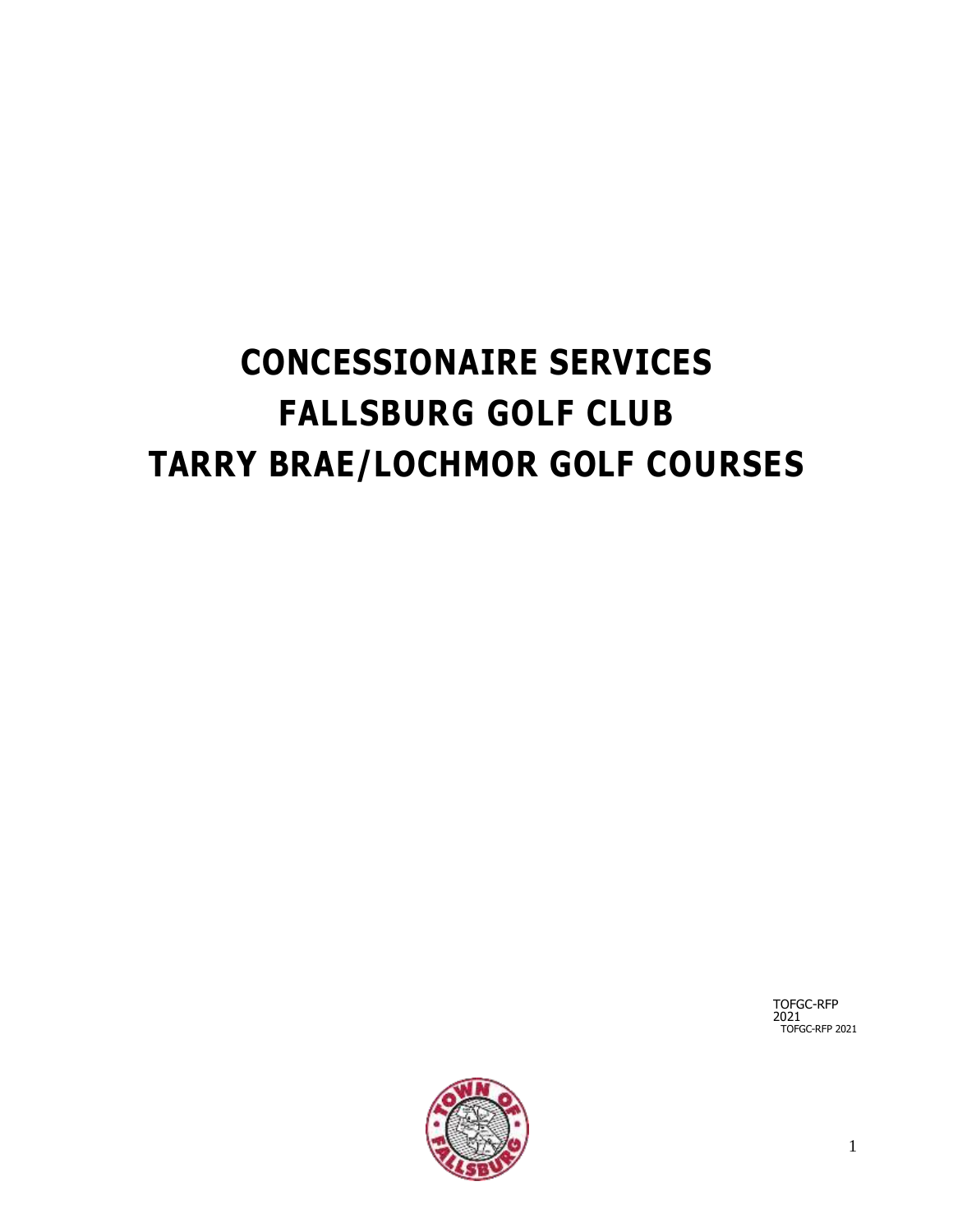# CONCESSIONAIRE SERVICES
# FALLSBURG GOLF CLUB
# TARRY BRAE/LOCHMOR GOLF COURSES

TOFGC-RFP
2021
TOFGC-RFP 2021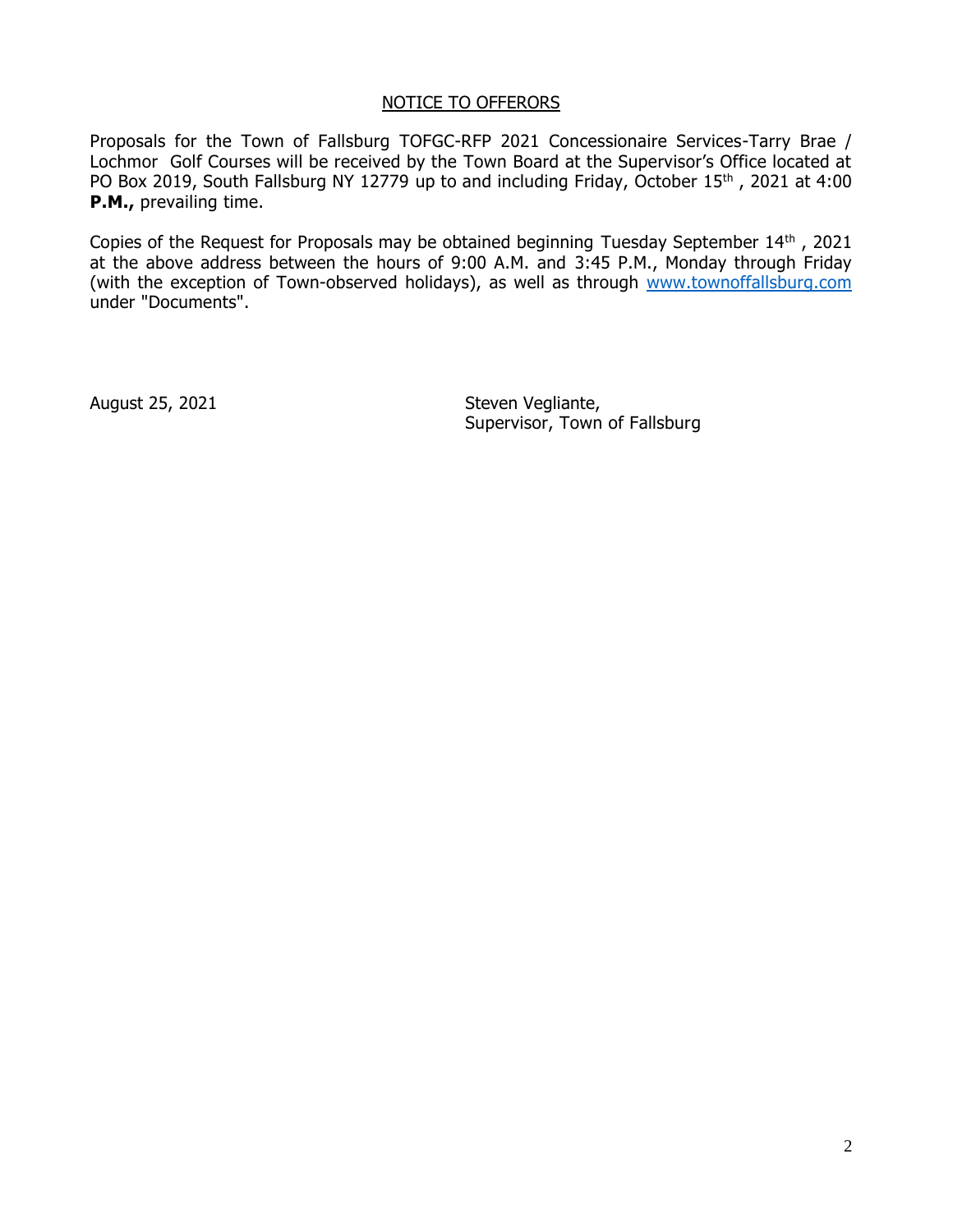## NOTICE TO OFFERORS

Proposals for the Town of Fallsburg TOFGC-RFP 2021 Concessionaire Services-Tarry Brae / Lochmor Golf Courses will be received by the Town Board at the Supervisor's Office located at PO Box 2019, South Fallsburg NY 12779 up to and including Friday, October 15th , 2021 at 4:00 **P.M.,** prevailing time.

Copies of the Request for Proposals may be obtained beginning Tuesday September 14th , 2021 at the above address between the hours of 9:00 A.M. and 3:45 P.M., Monday through Friday (with the exception of Town-observed holidays), as well as through [www.townoffallsburg.com](http://www.townoffallsburg.com) under "Documents".

August 25, 2021

Steven Vegliante,
Supervisor, Town of Fallsburg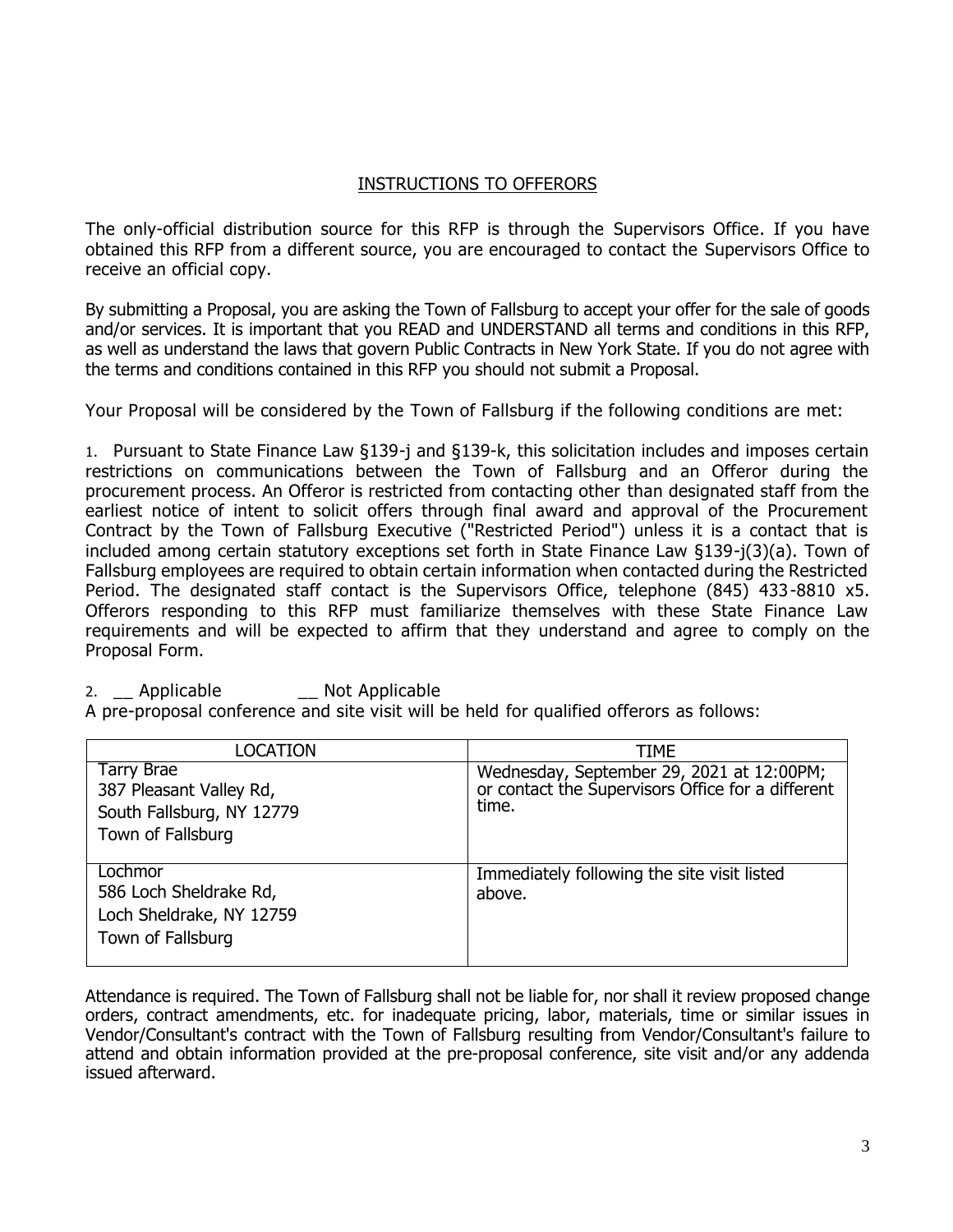## INSTRUCTIONS TO OFFERORS

The only-official distribution source for this RFP is through the Supervisors Office. If you have obtained this RFP from a different source, you are encouraged to contact the Supervisors Office to receive an official copy.

By submitting a Proposal, you are asking the Town of Fallsburg to accept your offer for the sale of goods and/or services. It is important that you READ and UNDERSTAND all terms and conditions in this RFP, as well as understand the laws that govern Public Contracts in New York State. If you do not agree with the terms and conditions contained in this RFP you should not submit a Proposal.

Your Proposal will be considered by the Town of Fallsburg if the following conditions are met:

1. Pursuant to State Finance Law §139-j and §139-k, this solicitation includes and imposes certain restrictions on communications between the Town of Fallsburg and an Offeror during the procurement process. An Offeror is restricted from contacting other than designated staff from the earliest notice of intent to solicit offers through final award and approval of the Procurement Contract by the Town of Fallsburg Executive ("Restricted Period") unless it is a contact that is included among certain statutory exceptions set forth in State Finance Law §139-j(3)(a). Town of Fallsburg employees are required to obtain certain information when contacted during the Restricted Period. The designated staff contact is the Supervisors Office, telephone (845) 433-8810 x5. Offerors responding to this RFP must familiarize themselves with these State Finance Law requirements and will be expected to affirm that they understand and agree to comply on the Proposal Form.

2. __ Applicable __ Not Applicable

A pre-proposal conference and site visit will be held for qualified offerors as follows:

| LOCATION | TIME |
|---|---|
| Tarry Brae<br>387 Pleasant Valley Rd,<br>South Fallsburg, NY 12779<br>Town of Fallsburg | Wednesday, September 29, 2021 at 12:00PM; or contact the Supervisors Office for a different time. |
| Lochmor<br>586 Loch Sheldrake Rd,<br>Loch Sheldrake, NY 12759<br>Town of Fallsburg | Immediately following the site visit listed above. |

Attendance is required. The Town of Fallsburg shall not be liable for, nor shall it review proposed change orders, contract amendments, etc. for inadequate pricing, labor, materials, time or similar issues in Vendor/Consultant's contract with the Town of Fallsburg resulting from Vendor/Consultant's failure to attend and obtain information provided at the pre-proposal conference, site visit and/or any addenda issued afterward.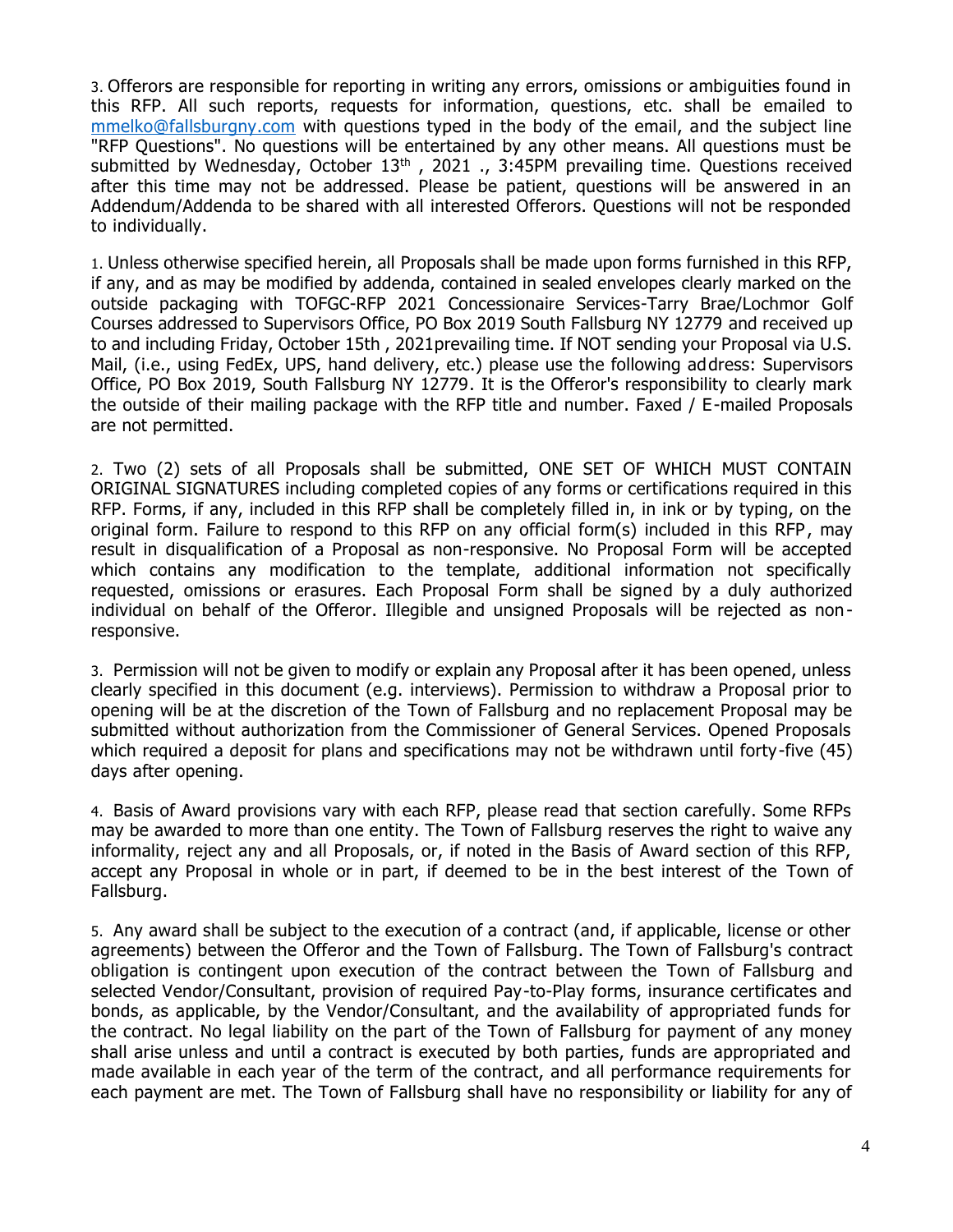3. Offerors are responsible for reporting in writing any errors, omissions or ambiguities found in this RFP. All such reports, requests for information, questions, etc. shall be emailed to mmelko@fallsburgny.com with questions typed in the body of the email, and the subject line "RFP Questions". No questions will be entertained by any other means. All questions must be submitted by Wednesday, October 13th , 2021 ., 3:45PM prevailing time. Questions received after this time may not be addressed. Please be patient, questions will be answered in an Addendum/Addenda to be shared with all interested Offerors. Questions will not be responded to individually.

1. Unless otherwise specified herein, all Proposals shall be made upon forms furnished in this RFP, if any, and as may be modified by addenda, contained in sealed envelopes clearly marked on the outside packaging with TOFGC-RFP 2021 Concessionaire Services-Tarry Brae/Lochmor Golf Courses addressed to Supervisors Office, PO Box 2019 South Fallsburg NY 12779 and received up to and including Friday, October 15th , 2021prevailing time. If NOT sending your Proposal via U.S. Mail, (i.e., using FedEx, UPS, hand delivery, etc.) please use the following address: Supervisors Office, PO Box 2019, South Fallsburg NY 12779. It is the Offeror's responsibility to clearly mark the outside of their mailing package with the RFP title and number. Faxed / E-mailed Proposals are not permitted.

2. Two (2) sets of all Proposals shall be submitted, ONE SET OF WHICH MUST CONTAIN ORIGINAL SIGNATURES including completed copies of any forms or certifications required in this RFP. Forms, if any, included in this RFP shall be completely filled in, in ink or by typing, on the original form. Failure to respond to this RFP on any official form(s) included in this RFP, may result in disqualification of a Proposal as non-responsive. No Proposal Form will be accepted which contains any modification to the template, additional information not specifically requested, omissions or erasures. Each Proposal Form shall be signed by a duly authorized individual on behalf of the Offeror. Illegible and unsigned Proposals will be rejected as non-responsive.

3. Permission will not be given to modify or explain any Proposal after it has been opened, unless clearly specified in this document (e.g. interviews). Permission to withdraw a Proposal prior to opening will be at the discretion of the Town of Fallsburg and no replacement Proposal may be submitted without authorization from the Commissioner of General Services. Opened Proposals which required a deposit for plans and specifications may not be withdrawn until forty-five (45) days after opening.

4. Basis of Award provisions vary with each RFP, please read that section carefully. Some RFPs may be awarded to more than one entity. The Town of Fallsburg reserves the right to waive any informality, reject any and all Proposals, or, if noted in the Basis of Award section of this RFP, accept any Proposal in whole or in part, if deemed to be in the best interest of the Town of Fallsburg.

5. Any award shall be subject to the execution of a contract (and, if applicable, license or other agreements) between the Offeror and the Town of Fallsburg. The Town of Fallsburg's contract obligation is contingent upon execution of the contract between the Town of Fallsburg and selected Vendor/Consultant, provision of required Pay-to-Play forms, insurance certificates and bonds, as applicable, by the Vendor/Consultant, and the availability of appropriated funds for the contract. No legal liability on the part of the Town of Fallsburg for payment of any money shall arise unless and until a contract is executed by both parties, funds are appropriated and made available in each year of the term of the contract, and all performance requirements for each payment are met. The Town of Fallsburg shall have no responsibility or liability for any of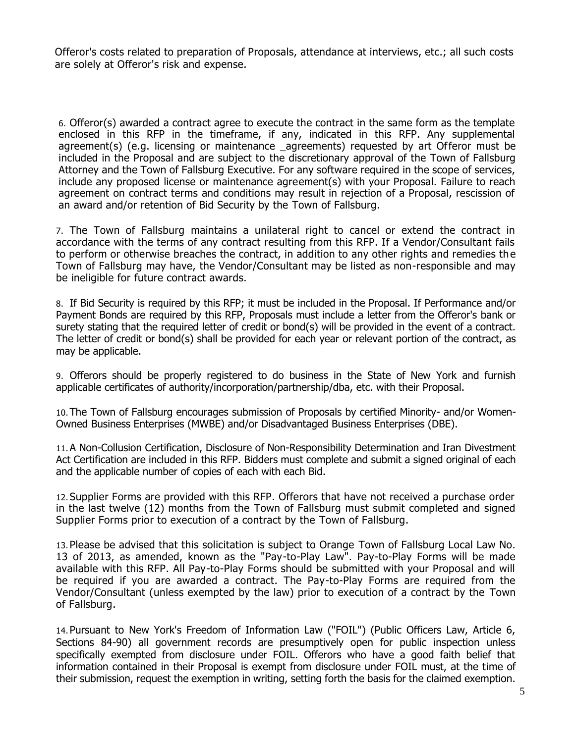Offeror's costs related to preparation of Proposals, attendance at interviews, etc.; all such costs are solely at Offeror's risk and expense.

6. Offeror(s) awarded a contract agree to execute the contract in the same form as the template enclosed in this RFP in the timeframe, if any, indicated in this RFP. Any supplemental agreement(s) (e.g. licensing or maintenance _agreements) requested by art Offeror must be included in the Proposal and are subject to the discretionary approval of the Town of Fallsburg Attorney and the Town of Fallsburg Executive. For any software required in the scope of services, include any proposed license or maintenance agreement(s) with your Proposal. Failure to reach agreement on contract terms and conditions may result in rejection of a Proposal, rescission of an award and/or retention of Bid Security by the Town of Fallsburg.

7. The Town of Fallsburg maintains a unilateral right to cancel or extend the contract in accordance with the terms of any contract resulting from this RFP. If a Vendor/Consultant fails to perform or otherwise breaches the contract, in addition to any other rights and remedies the Town of Fallsburg may have, the Vendor/Consultant may be listed as non-responsible and may be ineligible for future contract awards.

8. If Bid Security is required by this RFP; it must be included in the Proposal. If Performance and/or Payment Bonds are required by this RFP, Proposals must include a letter from the Offeror's bank or surety stating that the required letter of credit or bond(s) will be provided in the event of a contract. The letter of credit or bond(s) shall be provided for each year or relevant portion of the contract, as may be applicable.

9. Offerors should be properly registered to do business in the State of New York and furnish applicable certificates of authority/incorporation/partnership/dba, etc. with their Proposal.

10. The Town of Fallsburg encourages submission of Proposals by certified Minority- and/or Women-Owned Business Enterprises (MWBE) and/or Disadvantaged Business Enterprises (DBE).

11. A Non-Collusion Certification, Disclosure of Non-Responsibility Determination and Iran Divestment Act Certification are included in this RFP. Bidders must complete and submit a signed original of each and the applicable number of copies of each with each Bid.

12. Supplier Forms are provided with this RFP. Offerors that have not received a purchase order in the last twelve (12) months from the Town of Fallsburg must submit completed and signed Supplier Forms prior to execution of a contract by the Town of Fallsburg.

13. Please be advised that this solicitation is subject to Orange Town of Fallsburg Local Law No. 13 of 2013, as amended, known as the "Pay-to-Play Law". Pay-to-Play Forms will be made available with this RFP. All Pay-to-Play Forms should be submitted with your Proposal and will be required if you are awarded a contract. The Pay-to-Play Forms are required from the Vendor/Consultant (unless exempted by the law) prior to execution of a contract by the Town of Fallsburg.

14. Pursuant to New York's Freedom of Information Law ("FOIL") (Public Officers Law, Article 6, Sections 84-90) all government records are presumptively open for public inspection unless specifically exempted from disclosure under FOIL. Offerors who have a good faith belief that information contained in their Proposal is exempt from disclosure under FOIL must, at the time of their submission, request the exemption in writing, setting forth the basis for the claimed exemption.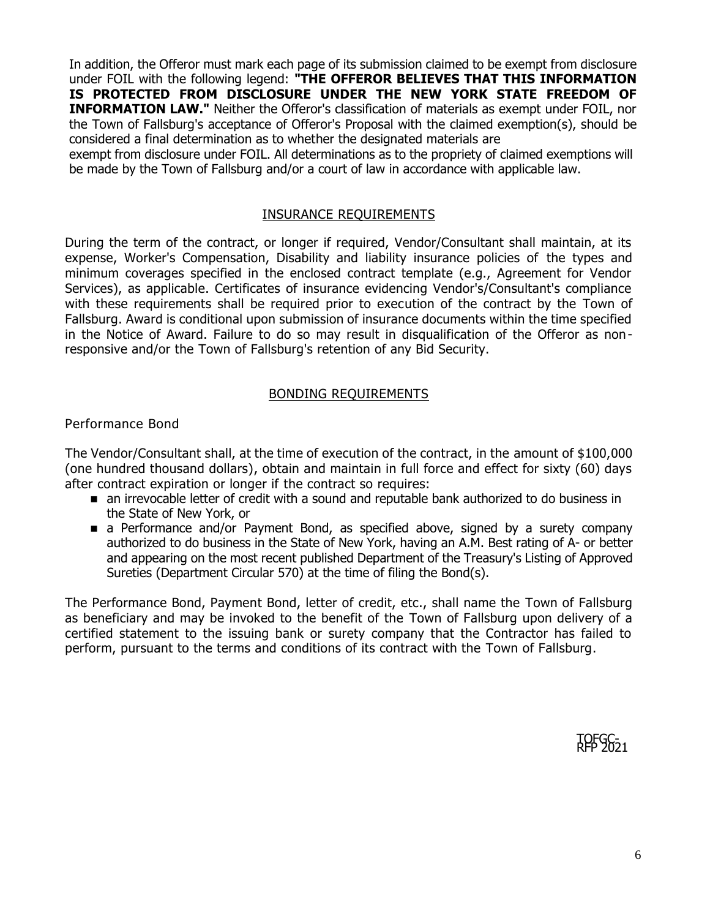In addition, the Offeror must mark each page of its submission claimed to be exempt from disclosure under FOIL with the following legend: **"THE OFFEROR BELIEVES THAT THIS INFORMATION IS PROTECTED FROM DISCLOSURE UNDER THE NEW YORK STATE FREEDOM OF INFORMATION LAW."** Neither the Offeror's classification of materials as exempt under FOIL, nor the Town of Fallsburg's acceptance of Offeror's Proposal with the claimed exemption(s), should be considered a final determination as to whether the designated materials are exempt from disclosure under FOIL. All determinations as to the propriety of claimed exemptions will be made by the Town of Fallsburg and/or a court of law in accordance with applicable law.

## INSURANCE REQUIREMENTS

During the term of the contract, or longer if required, Vendor/Consultant shall maintain, at its expense, Worker's Compensation, Disability and liability insurance policies of the types and minimum coverages specified in the enclosed contract template (e.g., Agreement for Vendor Services), as applicable. Certificates of insurance evidencing Vendor's/Consultant's compliance with these requirements shall be required prior to execution of the contract by the Town of Fallsburg. Award is conditional upon submission of insurance documents within the time specified in the Notice of Award. Failure to do so may result in disqualification of the Offeror as non-responsive and/or the Town of Fallsburg's retention of any Bid Security.

## BONDING REQUIREMENTS

### Performance Bond

The Vendor/Consultant shall, at the time of execution of the contract, in the amount of $100,000 (one hundred thousand dollars), obtain and maintain in full force and effect for sixty (60) days after contract expiration or longer if the contract so requires:

- an irrevocable letter of credit with a sound and reputable bank authorized to do business in the State of New York, or
- a Performance and/or Payment Bond, as specified above, signed by a surety company authorized to do business in the State of New York, having an A.M. Best rating of A- or better and appearing on the most recent published Department of the Treasury's Listing of Approved Sureties (Department Circular 570) at the time of filing the Bond(s).

The Performance Bond, Payment Bond, letter of credit, etc., shall name the Town of Fallsburg as beneficiary and may be invoked to the benefit of the Town of Fallsburg upon delivery of a certified statement to the issuing bank or surety company that the Contractor has failed to perform, pursuant to the terms and conditions of its contract with the Town of Fallsburg.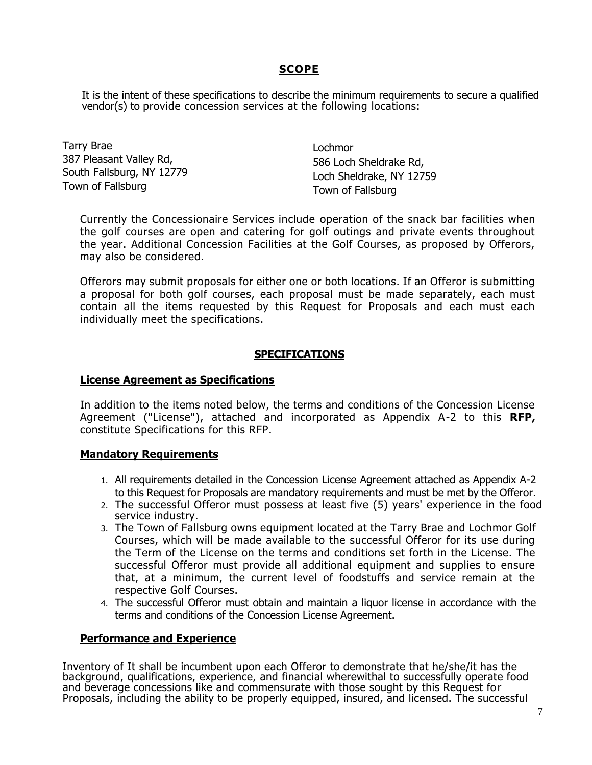## SCOPE

It is the intent of these specifications to describe the minimum requirements to secure a qualified vendor(s) to provide concession services at the following locations:

Tarry Brae
387 Pleasant Valley Rd,
South Fallsburg, NY 12779
Town of Fallsburg

Lochmor
586 Loch Sheldrake Rd,
Loch Sheldrake, NY 12759
Town of Fallsburg

Currently the Concessionaire Services include operation of the snack bar facilities when the golf courses are open and catering for golf outings and private events throughout the year. Additional Concession Facilities at the Golf Courses, as proposed by Offerors, may also be considered.

Offerors may submit proposals for either one or both locations. If an Offeror is submitting a proposal for both golf courses, each proposal must be made separately, each must contain all the items requested by this Request for Proposals and each must each individually meet the specifications.

## SPECIFICATIONS

### License Agreement as Specifications

In addition to the items noted below, the terms and conditions of the Concession License Agreement ("License"), attached and incorporated as Appendix A-2 to this **RFP,** constitute Specifications for this RFP.

### Mandatory Requirements

1. All requirements detailed in the Concession License Agreement attached as Appendix A-2 to this Request for Proposals are mandatory requirements and must be met by the Offeror.
2. The successful Offeror must possess at least five (5) years' experience in the food service industry.
3. The Town of Fallsburg owns equipment located at the Tarry Brae and Lochmor Golf Courses, which will be made available to the successful Offeror for its use during the Term of the License on the terms and conditions set forth in the License. The successful Offeror must provide all additional equipment and supplies to ensure that, at a minimum, the current level of foodstuffs and service remain at the respective Golf Courses.
4. The successful Offeror must obtain and maintain a liquor license in accordance with the terms and conditions of the Concession License Agreement.

### Performance and Experience

Inventory of It shall be incumbent upon each Offeror to demonstrate that he/she/it has the background, qualifications, experience, and financial wherewithal to successfully operate food and beverage concessions like and commensurate with those sought by this Request for Proposals, including the ability to be properly equipped, insured, and licensed. The successful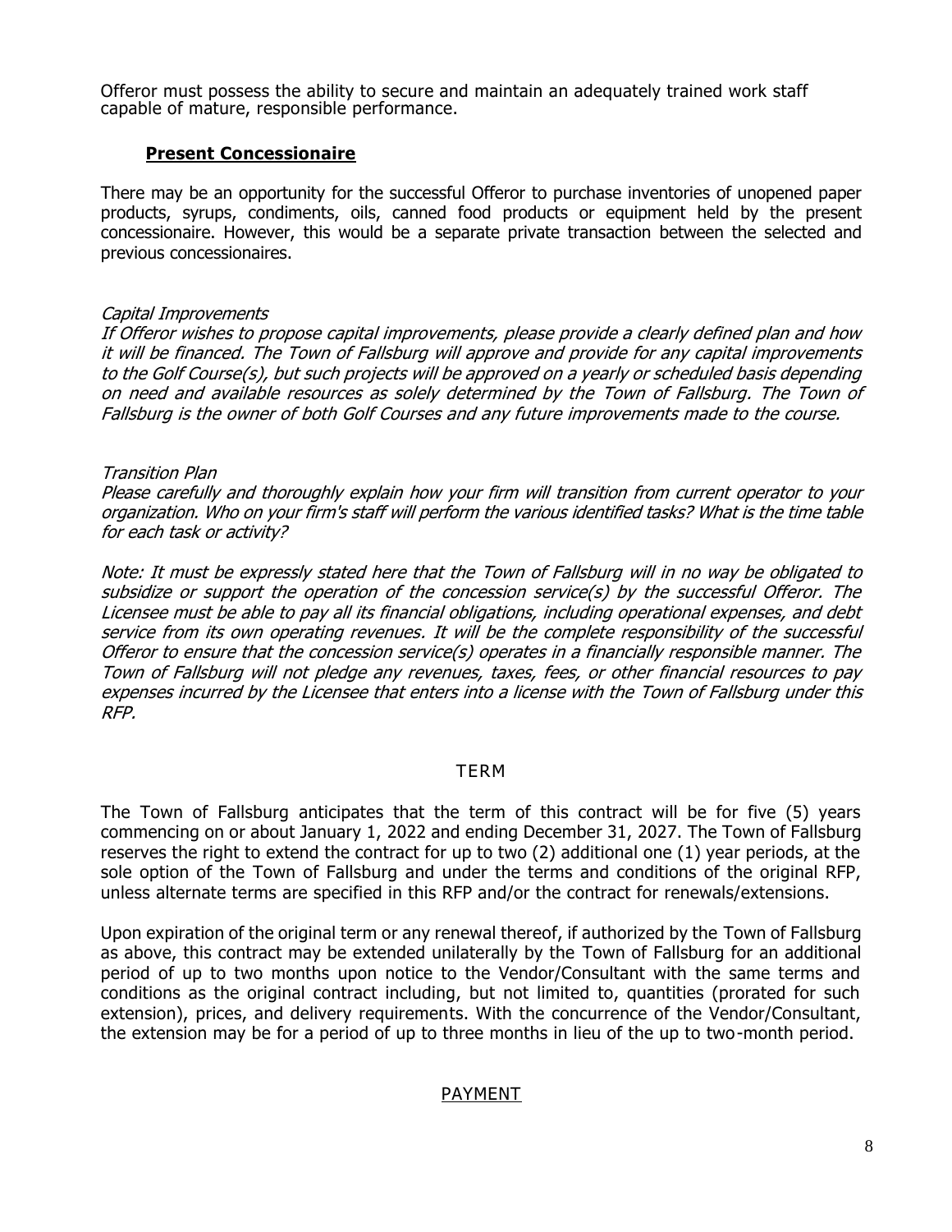Offeror must possess the ability to secure and maintain an adequately trained work staff capable of mature, responsible performance.

### **Present Concessionaire**

There may be an opportunity for the successful Offeror to purchase inventories of unopened paper products, syrups, condiments, oils, canned food products or equipment held by the present concessionaire. However, this would be a separate private transaction between the selected and previous concessionaires.

*Capital Improvements*

*If Offeror wishes to propose capital improvements, please provide a clearly defined plan and how it will be financed. The Town of Fallsburg will approve and provide for any capital improvements to the Golf Course(s), but such projects will be approved on a yearly or scheduled basis depending on need and available resources as solely determined by the Town of Fallsburg. The Town of Fallsburg is the owner of both Golf Courses and any future improvements made to the course.*

*Transition Plan*

*Please carefully and thoroughly explain how your firm will transition from current operator to your organization. Who on your firm's staff will perform the various identified tasks? What is the time table for each task or activity?*

*Note: It must be expressly stated here that the Town of Fallsburg will in no way be obligated to subsidize or support the operation of the concession service(s) by the successful Offeror. The Licensee must be able to pay all its financial obligations, including operational expenses, and debt service from its own operating revenues. It will be the complete responsibility of the successful Offeror to ensure that the concession service(s) operates in a financially responsible manner. The Town of Fallsburg will not pledge any revenues, taxes, fees, or other financial resources to pay expenses incurred by the Licensee that enters into a license with the Town of Fallsburg under this RFP.*

## TERM

The Town of Fallsburg anticipates that the term of this contract will be for five (5) years commencing on or about January 1, 2022 and ending December 31, 2027. The Town of Fallsburg reserves the right to extend the contract for up to two (2) additional one (1) year periods, at the sole option of the Town of Fallsburg and under the terms and conditions of the original RFP, unless alternate terms are specified in this RFP and/or the contract for renewals/extensions.

Upon expiration of the original term or any renewal thereof, if authorized by the Town of Fallsburg as above, this contract may be extended unilaterally by the Town of Fallsburg for an additional period of up to two months upon notice to the Vendor/Consultant with the same terms and conditions as the original contract including, but not limited to, quantities (prorated for such extension), prices, and delivery requirements. With the concurrence of the Vendor/Consultant, the extension may be for a period of up to three months in lieu of the up to two-month period.

## PAYMENT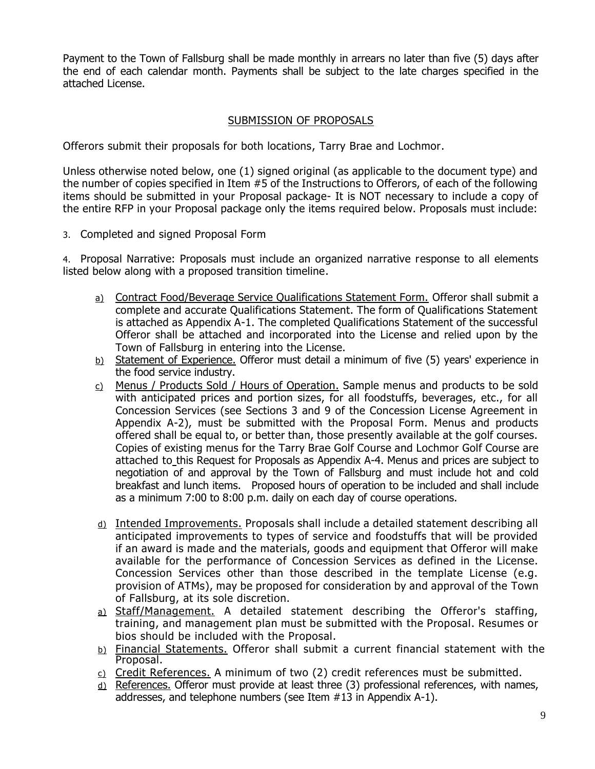Payment to the Town of Fallsburg shall be made monthly in arrears no later than five (5) days after the end of each calendar month. Payments shall be subject to the late charges specified in the attached License.

## SUBMISSION OF PROPOSALS

Offerors submit their proposals for both locations, Tarry Brae and Lochmor.

Unless otherwise noted below, one (1) signed original (as applicable to the document type) and the number of copies specified in Item #5 of the Instructions to Offerors, of each of the following items should be submitted in your Proposal package- It is NOT necessary to include a copy of the entire RFP in your Proposal package only the items required below. Proposals must include:

3. Completed and signed Proposal Form

4. Proposal Narrative: Proposals must include an organized narrative response to all elements listed below along with a proposed transition timeline.

   a) Contract Food/Beverage Service Qualifications Statement Form. Offeror shall submit a complete and accurate Qualifications Statement. The form of Qualifications Statement is attached as Appendix A-1. The completed Qualifications Statement of the successful Offeror shall be attached and incorporated into the License and relied upon by the Town of Fallsburg in entering into the License.
   b) Statement of Experience. Offeror must detail a minimum of five (5) years' experience in the food service industry.
   c) Menus / Products Sold / Hours of Operation. Sample menus and products to be sold with anticipated prices and portion sizes, for all foodstuffs, beverages, etc., for all Concession Services (see Sections 3 and 9 of the Concession License Agreement in Appendix A-2), must be submitted with the Proposal Form. Menus and products offered shall be equal to, or better than, those presently available at the golf courses. Copies of existing menus for the Tarry Brae Golf Course and Lochmor Golf Course are attached to this Request for Proposals as Appendix A-4. Menus and prices are subject to negotiation of and approval by the Town of Fallsburg and must include hot and cold breakfast and lunch items. Proposed hours of operation to be included and shall include as a minimum 7:00 to 8:00 p.m. daily on each day of course operations.
   d) Intended Improvements. Proposals shall include a detailed statement describing all anticipated improvements to types of service and foodstuffs that will be provided if an award is made and the materials, goods and equipment that Offeror will make available for the performance of Concession Services as defined in the License. Concession Services other than those described in the template License (e.g. provision of ATMs), may be proposed for consideration by and approval of the Town of Fallsburg, at its sole discretion.
   a) Staff/Management. A detailed statement describing the Offeror's staffing, training, and management plan must be submitted with the Proposal. Resumes or bios should be included with the Proposal.
   b) Financial Statements. Offeror shall submit a current financial statement with the Proposal.
   c) Credit References. A minimum of two (2) credit references must be submitted.
   d) References. Offeror must provide at least three (3) professional references, with names, addresses, and telephone numbers (see Item #13 in Appendix A-1).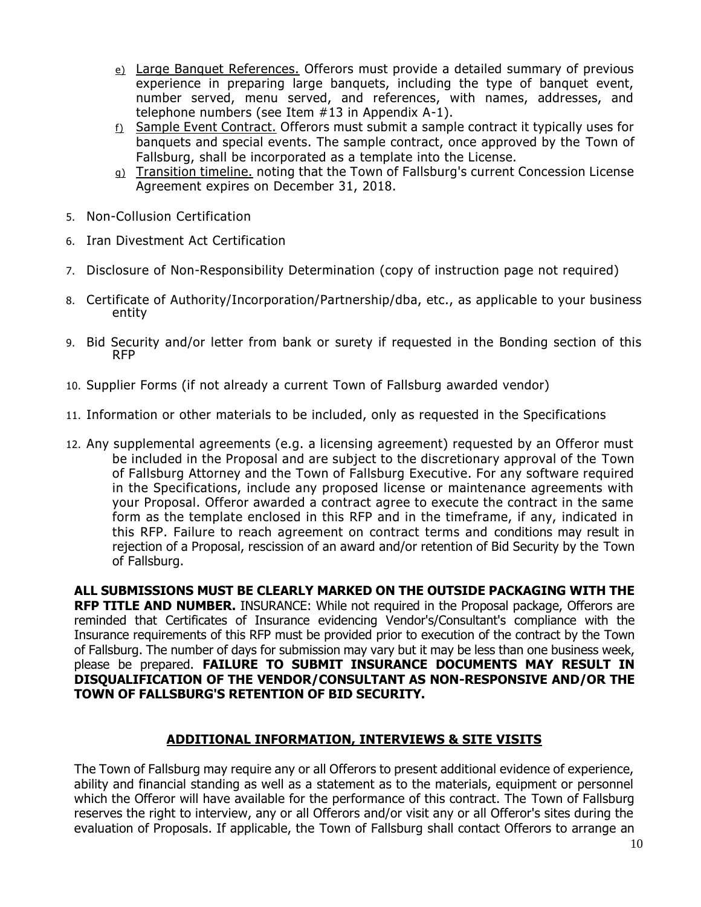e) Large Banquet References. Offerors must provide a detailed summary of previous experience in preparing large banquets, including the type of banquet event, number served, menu served, and references, with names, addresses, and telephone numbers (see Item #13 in Appendix A-1).
f) Sample Event Contract. Offerors must submit a sample contract it typically uses for banquets and special events. The sample contract, once approved by the Town of Fallsburg, shall be incorporated as a template into the License.
g) Transition timeline. noting that the Town of Fallsburg's current Concession License Agreement expires on December 31, 2018.

5. Non-Collusion Certification
6. Iran Divestment Act Certification
7. Disclosure of Non-Responsibility Determination (copy of instruction page not required)
8. Certificate of Authority/Incorporation/Partnership/dba, etc., as applicable to your business entity
9. Bid Security and/or letter from bank or surety if requested in the Bonding section of this RFP
10. Supplier Forms (if not already a current Town of Fallsburg awarded vendor)
11. Information or other materials to be included, only as requested in the Specifications
12. Any supplemental agreements (e.g. a licensing agreement) requested by an Offeror must be included in the Proposal and are subject to the discretionary approval of the Town of Fallsburg Attorney and the Town of Fallsburg Executive. For any software required in the Specifications, include any proposed license or maintenance agreements with your Proposal. Offeror awarded a contract agree to execute the contract in the same form as the template enclosed in this RFP and in the timeframe, if any, indicated in this RFP. Failure to reach agreement on contract terms and conditions may result in rejection of a Proposal, rescission of an award and/or retention of Bid Security by the Town of Fallsburg.

**ALL SUBMISSIONS MUST BE CLEARLY MARKED ON THE OUTSIDE PACKAGING WITH THE RFP TITLE AND NUMBER.** INSURANCE: While not required in the Proposal package, Offerors are reminded that Certificates of Insurance evidencing Vendor's/Consultant's compliance with the Insurance requirements of this RFP must be provided prior to execution of the contract by the Town of Fallsburg. The number of days for submission may vary but it may be less than one business week, please be prepared. **FAILURE TO SUBMIT INSURANCE DOCUMENTS MAY RESULT IN DISQUALIFICATION OF THE VENDOR/CONSULTANT AS NON-RESPONSIVE AND/OR THE TOWN OF FALLSBURG'S RETENTION OF BID SECURITY.**

## ADDITIONAL INFORMATION, INTERVIEWS & SITE VISITS

The Town of Fallsburg may require any or all Offerors to present additional evidence of experience, ability and financial standing as well as a statement as to the materials, equipment or personnel which the Offeror will have available for the performance of this contract. The Town of Fallsburg reserves the right to interview, any or all Offerors and/or visit any or all Offeror's sites during the evaluation of Proposals. If applicable, the Town of Fallsburg shall contact Offerors to arrange an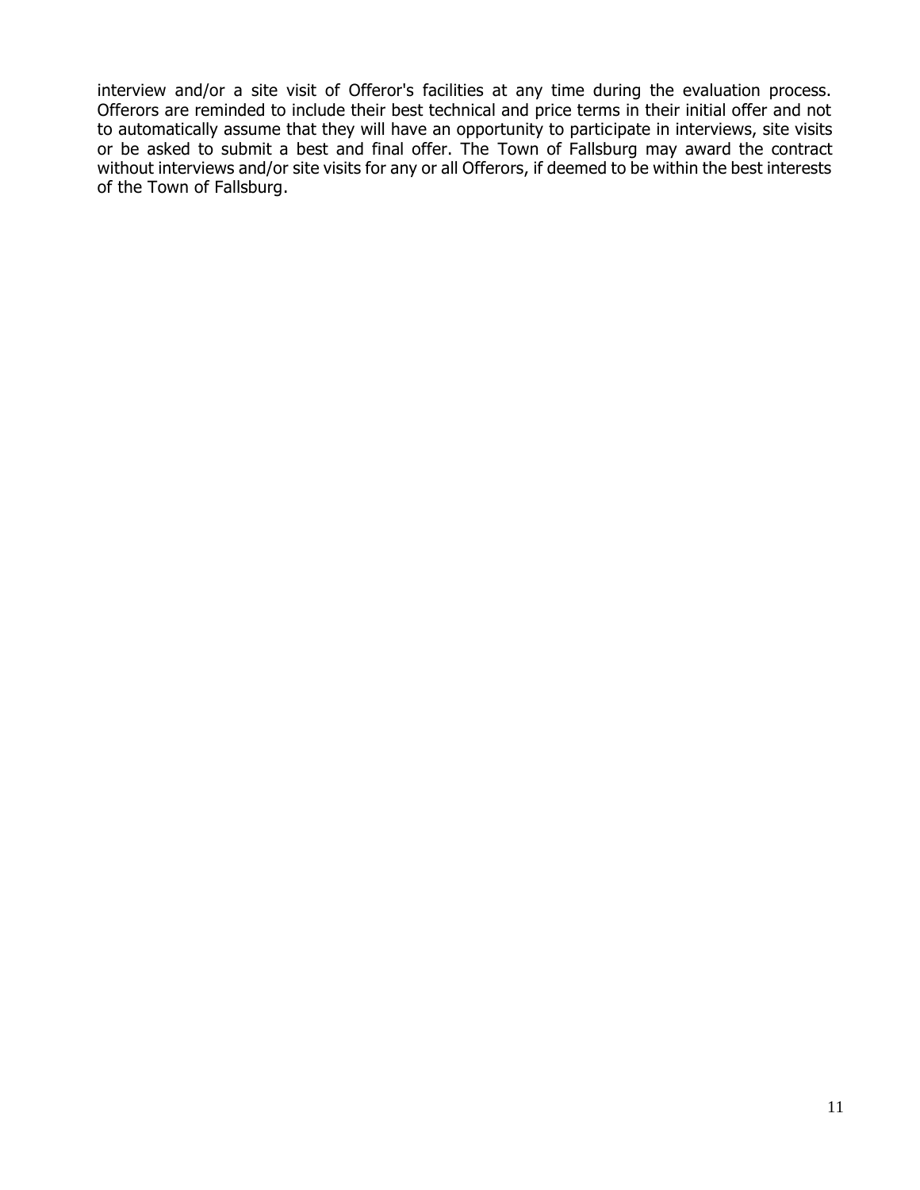interview and/or a site visit of Offeror's facilities at any time during the evaluation process. Offerors are reminded to include their best technical and price terms in their initial offer and not to automatically assume that they will have an opportunity to participate in interviews, site visits or be asked to submit a best and final offer. The Town of Fallsburg may award the contract without interviews and/or site visits for any or all Offerors, if deemed to be within the best interests of the Town of Fallsburg.